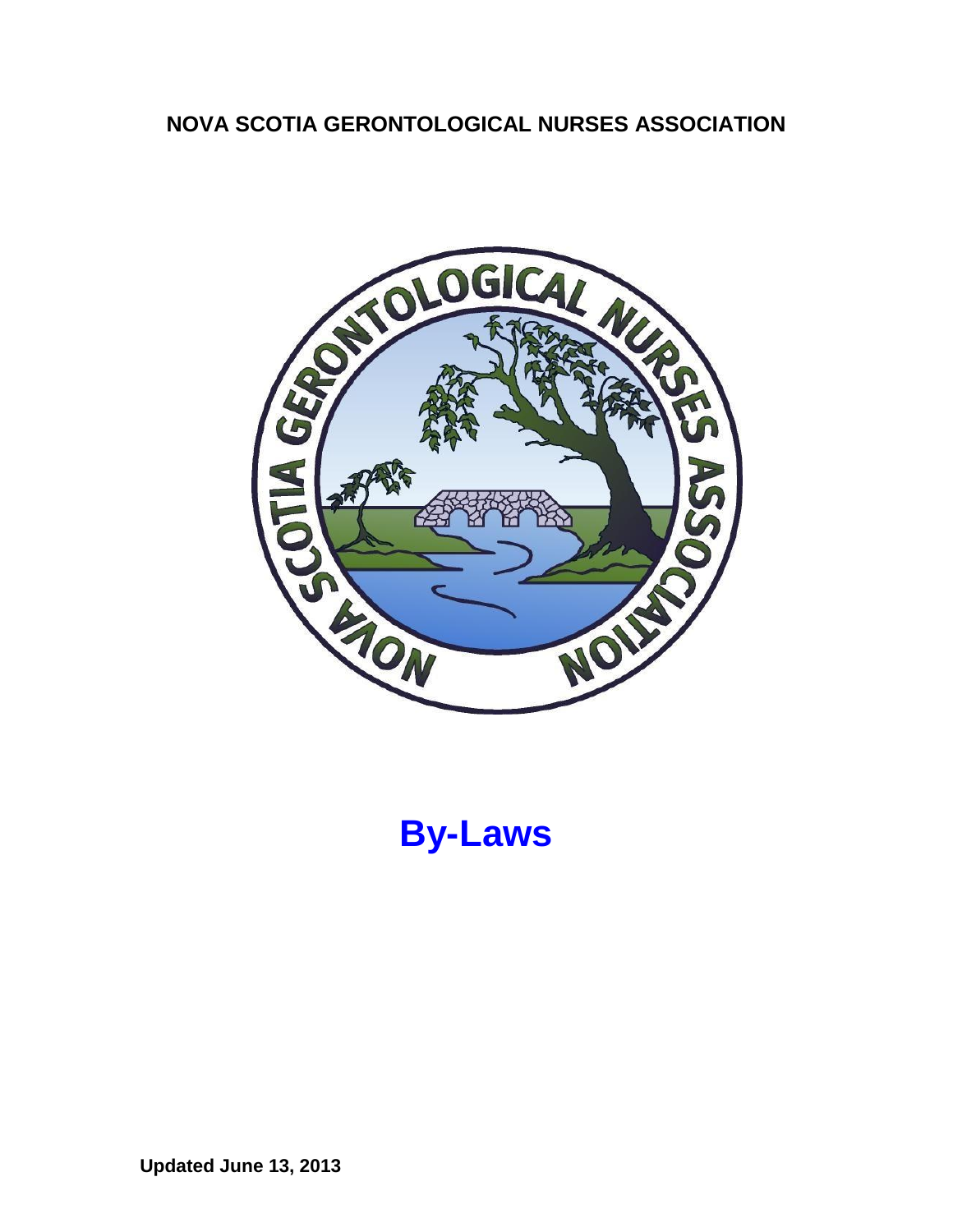**NOVA SCOTIA GERONTOLOGICAL NURSES ASSOCIATION**

# By-Laws

**Updated June 13, 2013**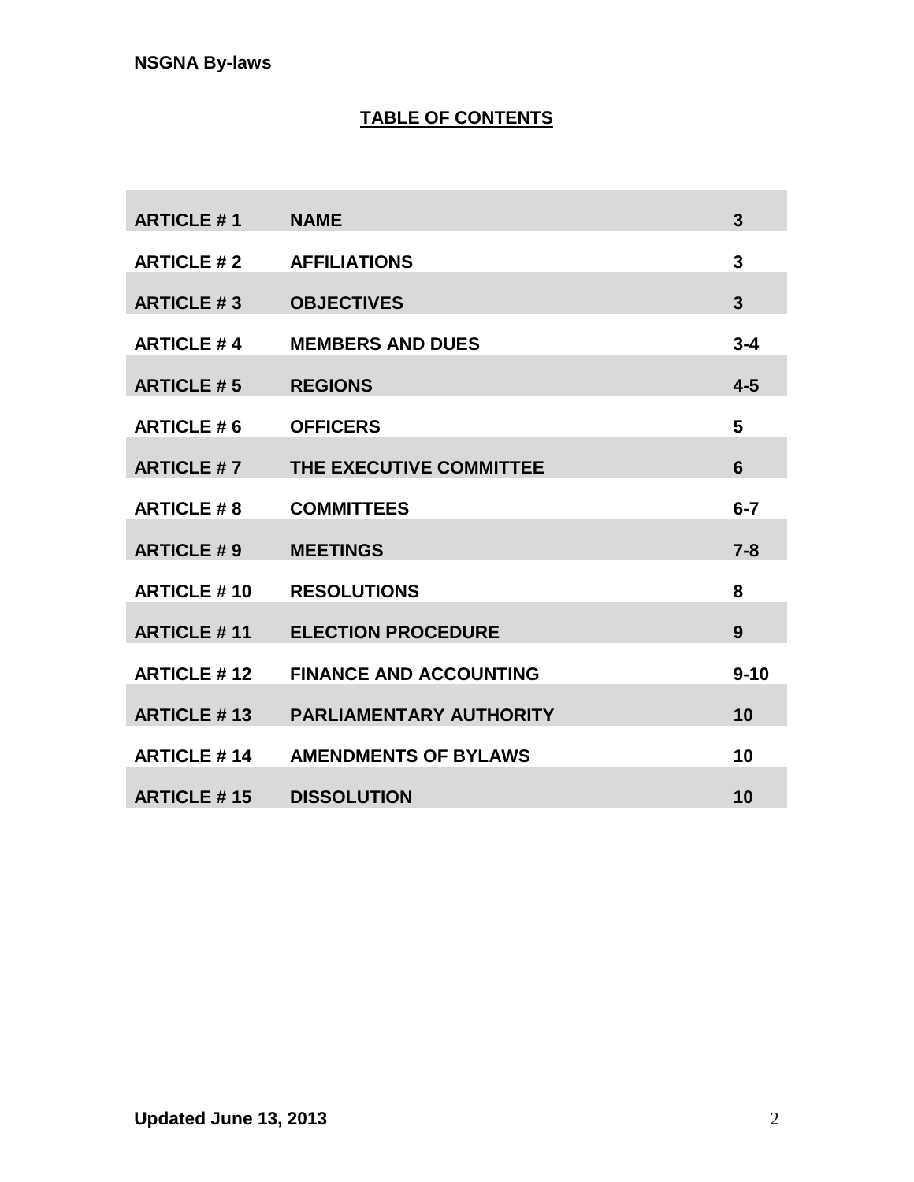## TABLE OF CONTENTS

| | | |
|---|---|---|
| **ARTICLE # 1** | **NAME** | **3** |
| **ARTICLE # 2** | **AFFILIATIONS** | **3** |
| **ARTICLE # 3** | **OBJECTIVES** | **3** |
| **ARTICLE # 4** | **MEMBERS AND DUES** | **3-4** |
| **ARTICLE # 5** | **REGIONS** | **4-5** |
| **ARTICLE # 6** | **OFFICERS** | **5** |
| **ARTICLE # 7** | **THE EXECUTIVE COMMITTEE** | **6** |
| **ARTICLE # 8** | **COMMITTEES** | **6-7** |
| **ARTICLE # 9** | **MEETINGS** | **7-8** |
| **ARTICLE # 10** | **RESOLUTIONS** | **8** |
| **ARTICLE # 11** | **ELECTION PROCEDURE** | **9** |
| **ARTICLE # 12** | **FINANCE AND ACCOUNTING** | **9-10** |
| **ARTICLE # 13** | **PARLIAMENTARY AUTHORITY** | **10** |
| **ARTICLE # 14** | **AMENDMENTS OF BYLAWS** | **10** |
| **ARTICLE # 15** | **DISSOLUTION** | **10** |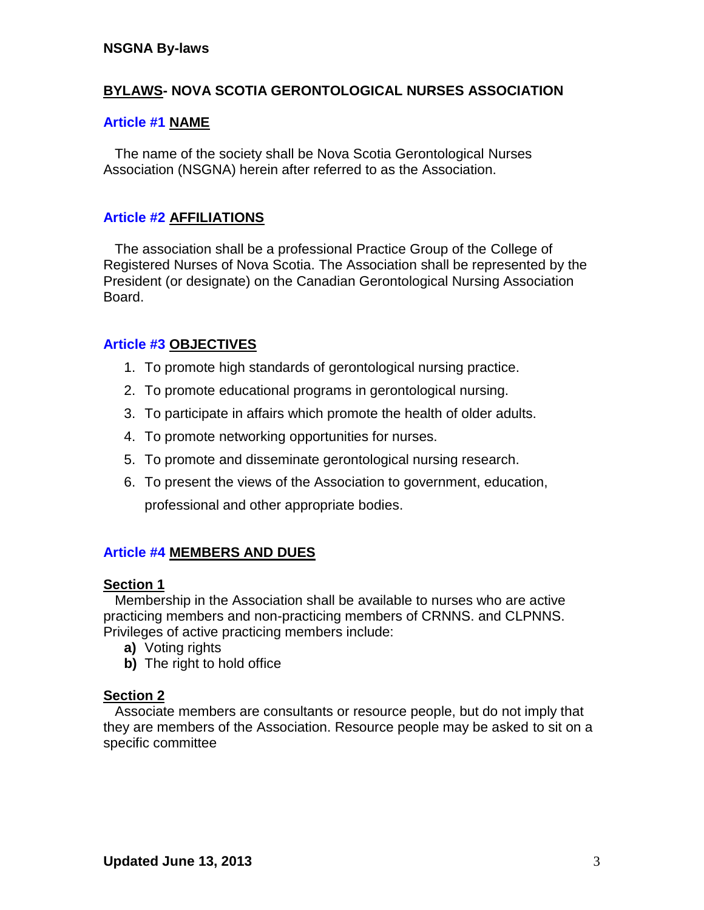## BYLAWS- NOVA SCOTIA GERONTOLOGICAL NURSES ASSOCIATION

### Article #1 NAME

The name of the society shall be Nova Scotia Gerontological Nurses Association (NSGNA) herein after referred to as the Association.

### Article #2 AFFILIATIONS

The association shall be a professional Practice Group of the College of Registered Nurses of Nova Scotia. The Association shall be represented by the President (or designate) on the Canadian Gerontological Nursing Association Board.

### Article #3 OBJECTIVES

1. To promote high standards of gerontological nursing practice.
2. To promote educational programs in gerontological nursing.
3. To participate in affairs which promote the health of older adults.
4. To promote networking opportunities for nurses.
5. To promote and disseminate gerontological nursing research.
6. To present the views of the Association to government, education, professional and other appropriate bodies.

### Article #4 MEMBERS AND DUES

**Section 1**

Membership in the Association shall be available to nurses who are active practicing members and non-practicing members of CRNNS. and CLPNNS. Privileges of active practicing members include:

- **a)** Voting rights
- **b)** The right to hold office

**Section 2**

Associate members are consultants or resource people, but do not imply that they are members of the Association. Resource people may be asked to sit on a specific committee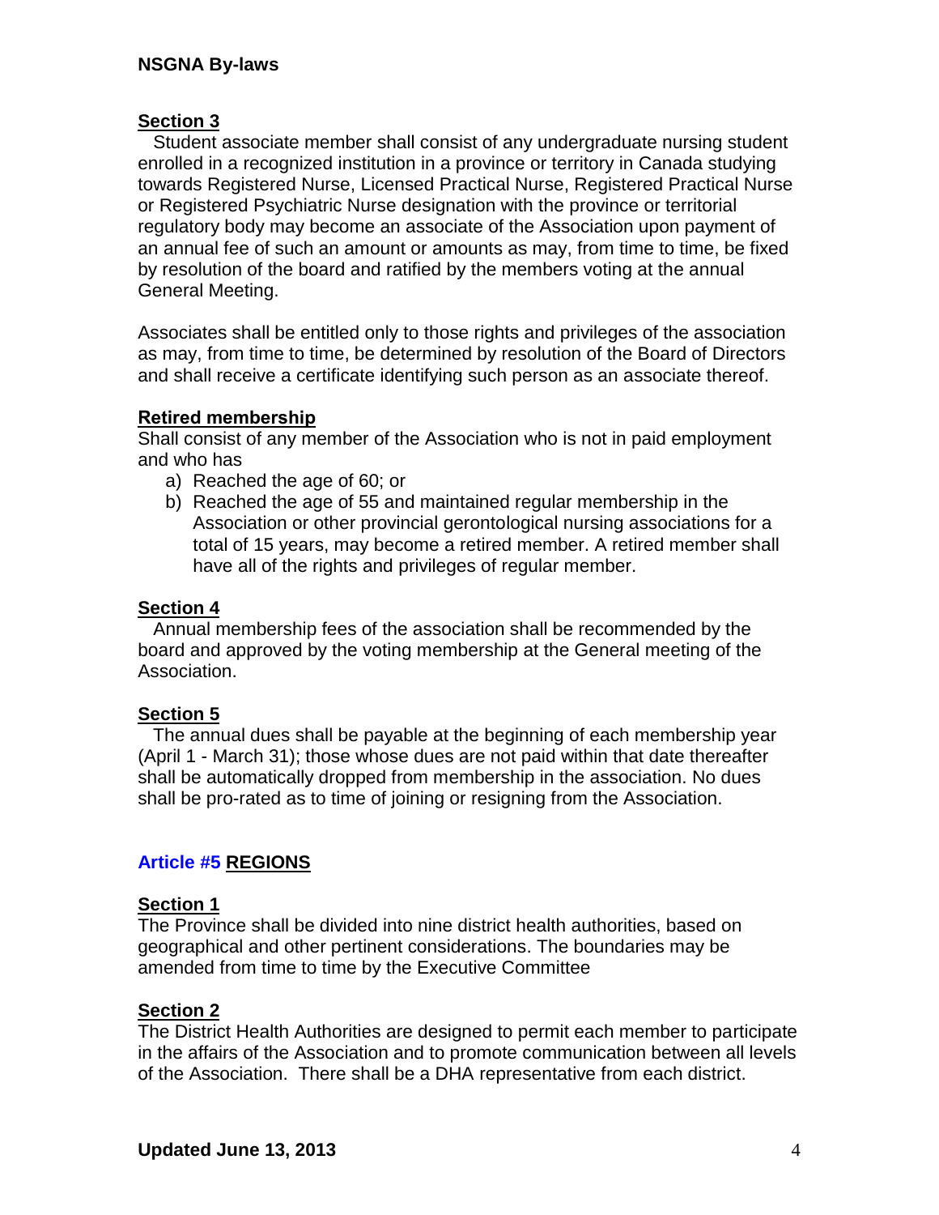### Section 3

Student associate member shall consist of any undergraduate nursing student enrolled in a recognized institution in a province or territory in Canada studying towards Registered Nurse, Licensed Practical Nurse, Registered Practical Nurse or Registered Psychiatric Nurse designation with the province or territorial regulatory body may become an associate of the Association upon payment of an annual fee of such an amount or amounts as may, from time to time, be fixed by resolution of the board and ratified by the members voting at the annual General Meeting.

Associates shall be entitled only to those rights and privileges of the association as may, from time to time, be determined by resolution of the Board of Directors and shall receive a certificate identifying such person as an associate thereof.

### Retired membership

Shall consist of any member of the Association who is not in paid employment and who has

a) Reached the age of 60; or
b) Reached the age of 55 and maintained regular membership in the Association or other provincial gerontological nursing associations for a total of 15 years, may become a retired member. A retired member shall have all of the rights and privileges of regular member.

### Section 4

Annual membership fees of the association shall be recommended by the board and approved by the voting membership at the General meeting of the Association.

### Section 5

The annual dues shall be payable at the beginning of each membership year (April 1 - March 31); those whose dues are not paid within that date thereafter shall be automatically dropped from membership in the association. No dues shall be pro-rated as to time of joining or resigning from the Association.

## Article #5 REGIONS

### Section 1

The Province shall be divided into nine district health authorities, based on geographical and other pertinent considerations. The boundaries may be amended from time to time by the Executive Committee

### Section 2

The District Health Authorities are designed to permit each member to participate in the affairs of the Association and to promote communication between all levels of the Association. There shall be a DHA representative from each district.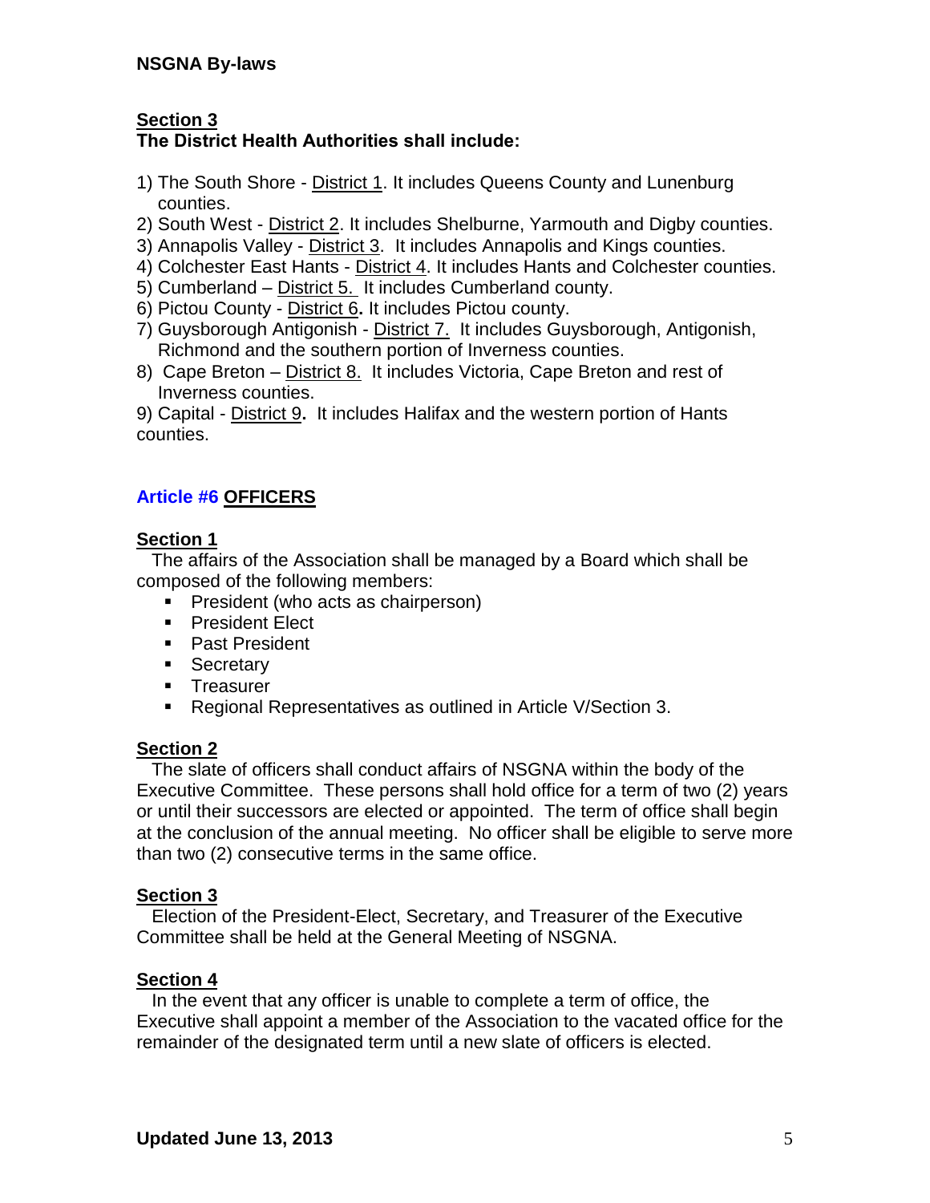### Section 3
**The District Health Authorities shall include:**

1) The South Shore - District 1. It includes Queens County and Lunenburg counties.
2) South West - District 2. It includes Shelburne, Yarmouth and Digby counties.
3) Annapolis Valley - District 3. It includes Annapolis and Kings counties.
4) Colchester East Hants - District 4. It includes Hants and Colchester counties.
5) Cumberland – District 5. It includes Cumberland county.
6) Pictou County - District 6**.** It includes Pictou county.
7) Guysborough Antigonish - District 7. It includes Guysborough, Antigonish, Richmond and the southern portion of Inverness counties.
8) Cape Breton – District 8. It includes Victoria, Cape Breton and rest of Inverness counties.
9) Capital - District 9**.** It includes Halifax and the western portion of Hants counties.

## Article #6 OFFICERS

### Section 1
The affairs of the Association shall be managed by a Board which shall be composed of the following members:

- President (who acts as chairperson)
- President Elect
- Past President
- Secretary
- Treasurer
- Regional Representatives as outlined in Article V/Section 3.

### Section 2
The slate of officers shall conduct affairs of NSGNA within the body of the Executive Committee. These persons shall hold office for a term of two (2) years or until their successors are elected or appointed. The term of office shall begin at the conclusion of the annual meeting. No officer shall be eligible to serve more than two (2) consecutive terms in the same office.

### Section 3
Election of the President-Elect, Secretary, and Treasurer of the Executive Committee shall be held at the General Meeting of NSGNA.

### Section 4
In the event that any officer is unable to complete a term of office, the Executive shall appoint a member of the Association to the vacated office for the remainder of the designated term until a new slate of officers is elected.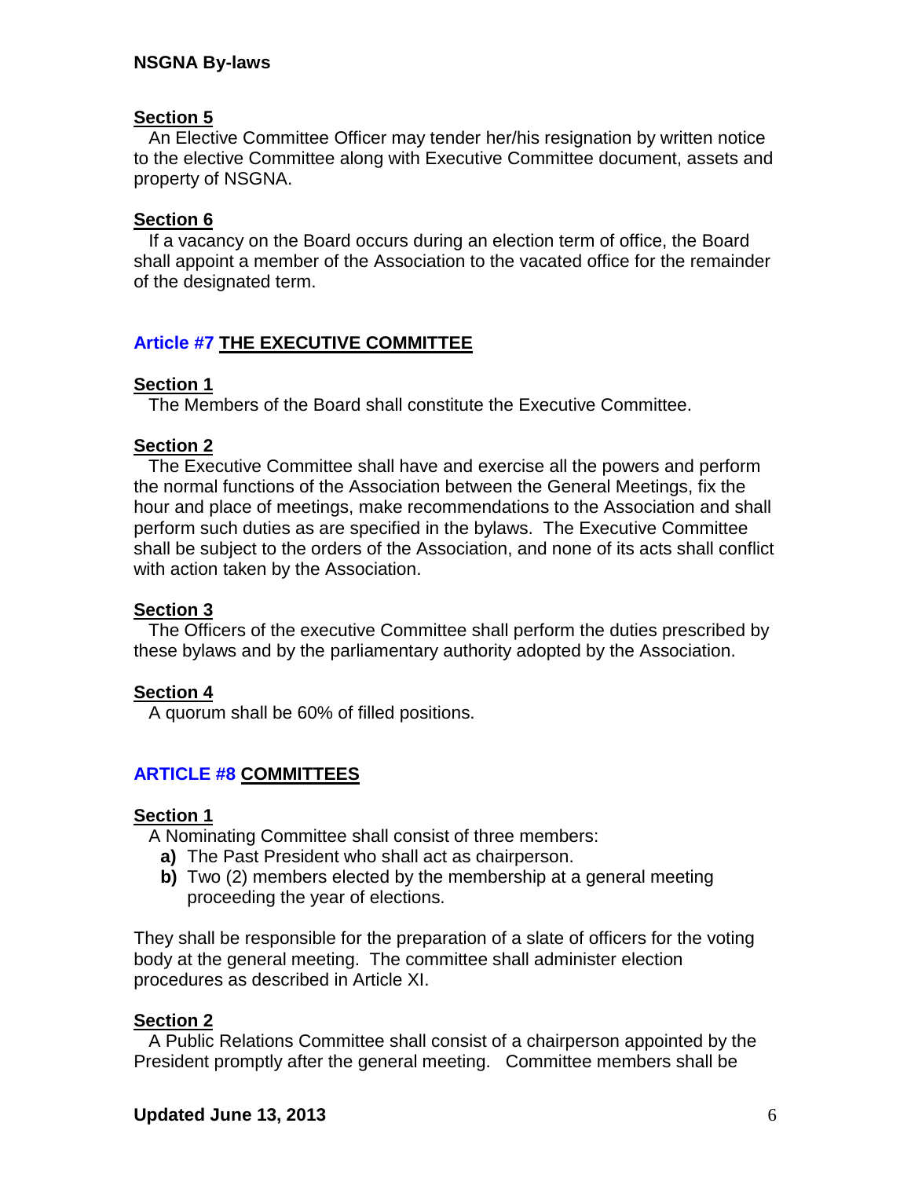**Section 5**

An Elective Committee Officer may tender her/his resignation by written notice to the elective Committee along with Executive Committee document, assets and property of NSGNA.

**Section 6**

If a vacancy on the Board occurs during an election term of office, the Board shall appoint a member of the Association to the vacated office for the remainder of the designated term.

## Article #7 THE EXECUTIVE COMMITTEE

**Section 1**

The Members of the Board shall constitute the Executive Committee.

**Section 2**

The Executive Committee shall have and exercise all the powers and perform the normal functions of the Association between the General Meetings, fix the hour and place of meetings, make recommendations to the Association and shall perform such duties as are specified in the bylaws. The Executive Committee shall be subject to the orders of the Association, and none of its acts shall conflict with action taken by the Association.

**Section 3**

The Officers of the executive Committee shall perform the duties prescribed by these bylaws and by the parliamentary authority adopted by the Association.

**Section 4**

A quorum shall be 60% of filled positions.

## ARTICLE #8 COMMITTEES

**Section 1**

A Nominating Committee shall consist of three members:

- **a)** The Past President who shall act as chairperson.
- **b)** Two (2) members elected by the membership at a general meeting proceeding the year of elections.

They shall be responsible for the preparation of a slate of officers for the voting body at the general meeting. The committee shall administer election procedures as described in Article XI.

**Section 2**

A Public Relations Committee shall consist of a chairperson appointed by the President promptly after the general meeting. Committee members shall be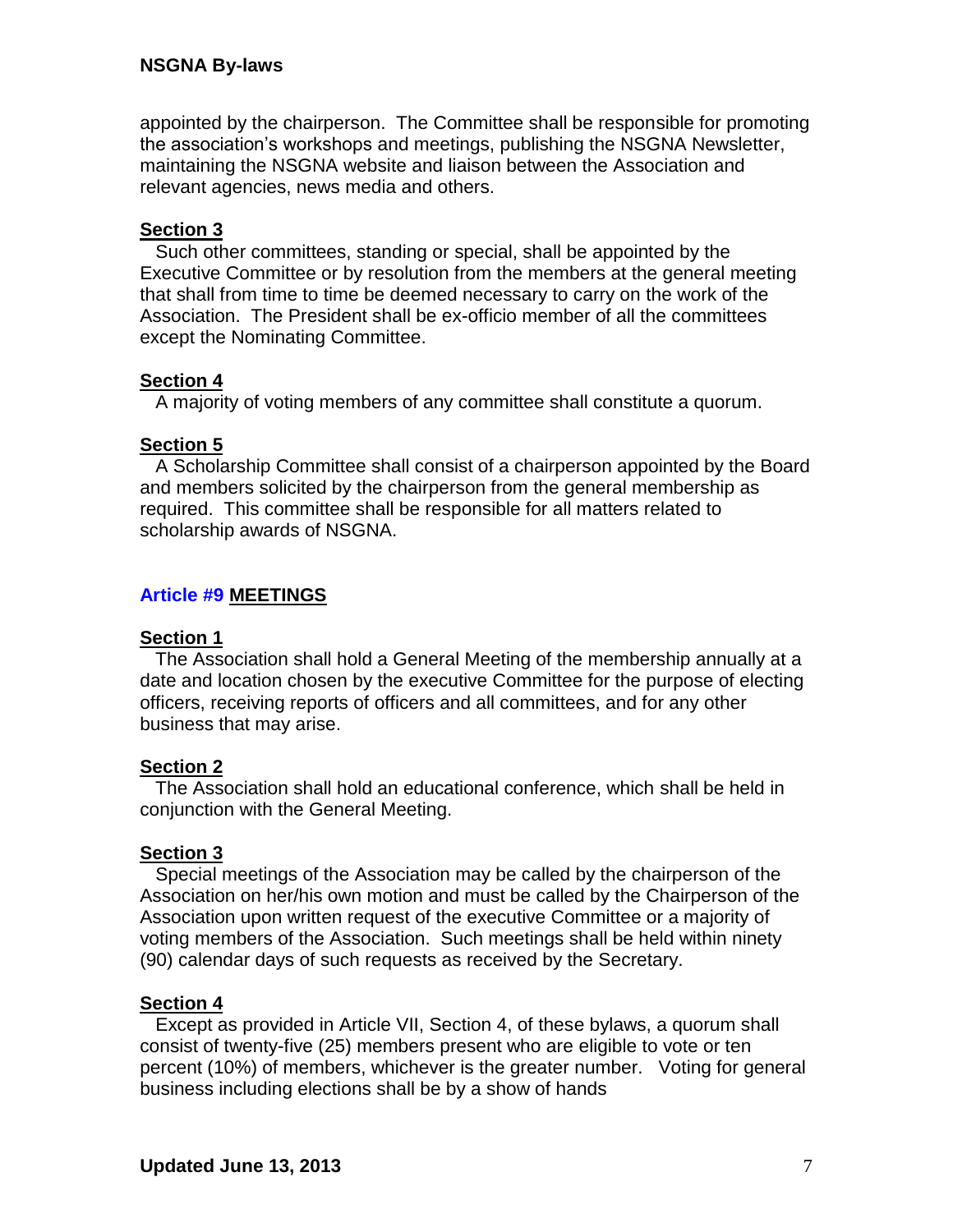appointed by the chairperson. The Committee shall be responsible for promoting the association's workshops and meetings, publishing the NSGNA Newsletter, maintaining the NSGNA website and liaison between the Association and relevant agencies, news media and others.

**Section 3**

Such other committees, standing or special, shall be appointed by the Executive Committee or by resolution from the members at the general meeting that shall from time to time be deemed necessary to carry on the work of the Association. The President shall be ex-officio member of all the committees except the Nominating Committee.

**Section 4**

A majority of voting members of any committee shall constitute a quorum.

**Section 5**

A Scholarship Committee shall consist of a chairperson appointed by the Board and members solicited by the chairperson from the general membership as required. This committee shall be responsible for all matters related to scholarship awards of NSGNA.

## Article #9 MEETINGS

**Section 1**

The Association shall hold a General Meeting of the membership annually at a date and location chosen by the executive Committee for the purpose of electing officers, receiving reports of officers and all committees, and for any other business that may arise.

**Section 2**

The Association shall hold an educational conference, which shall be held in conjunction with the General Meeting.

**Section 3**

Special meetings of the Association may be called by the chairperson of the Association on her/his own motion and must be called by the Chairperson of the Association upon written request of the executive Committee or a majority of voting members of the Association. Such meetings shall be held within ninety (90) calendar days of such requests as received by the Secretary.

**Section 4**

Except as provided in Article VII, Section 4, of these bylaws, a quorum shall consist of twenty-five (25) members present who are eligible to vote or ten percent (10%) of members, whichever is the greater number. Voting for general business including elections shall be by a show of hands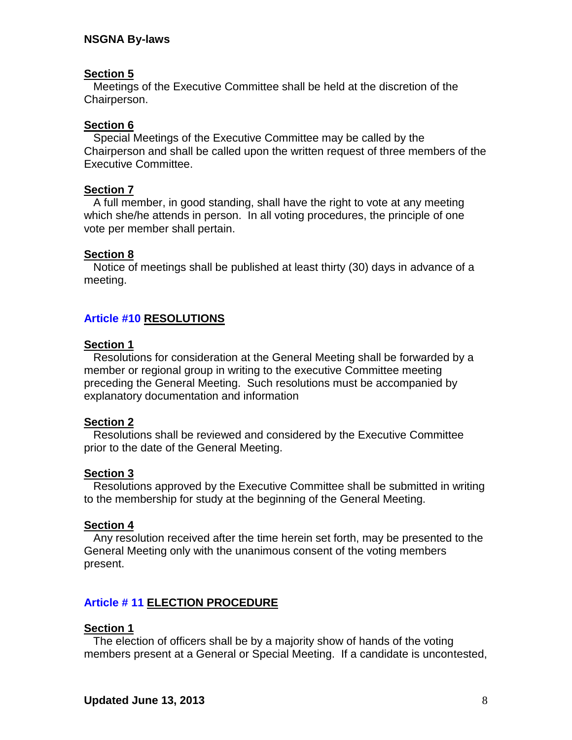**Section 5**

Meetings of the Executive Committee shall be held at the discretion of the Chairperson.

**Section 6**

Special Meetings of the Executive Committee may be called by the Chairperson and shall be called upon the written request of three members of the Executive Committee.

**Section 7**

A full member, in good standing, shall have the right to vote at any meeting which she/he attends in person. In all voting procedures, the principle of one vote per member shall pertain.

**Section 8**

Notice of meetings shall be published at least thirty (30) days in advance of a meeting.

## Article #10 RESOLUTIONS

**Section 1**

Resolutions for consideration at the General Meeting shall be forwarded by a member or regional group in writing to the executive Committee meeting preceding the General Meeting. Such resolutions must be accompanied by explanatory documentation and information

**Section 2**

Resolutions shall be reviewed and considered by the Executive Committee prior to the date of the General Meeting.

**Section 3**

Resolutions approved by the Executive Committee shall be submitted in writing to the membership for study at the beginning of the General Meeting.

**Section 4**

Any resolution received after the time herein set forth, may be presented to the General Meeting only with the unanimous consent of the voting members present.

## Article # 11 ELECTION PROCEDURE

**Section 1**

The election of officers shall be by a majority show of hands of the voting members present at a General or Special Meeting. If a candidate is uncontested,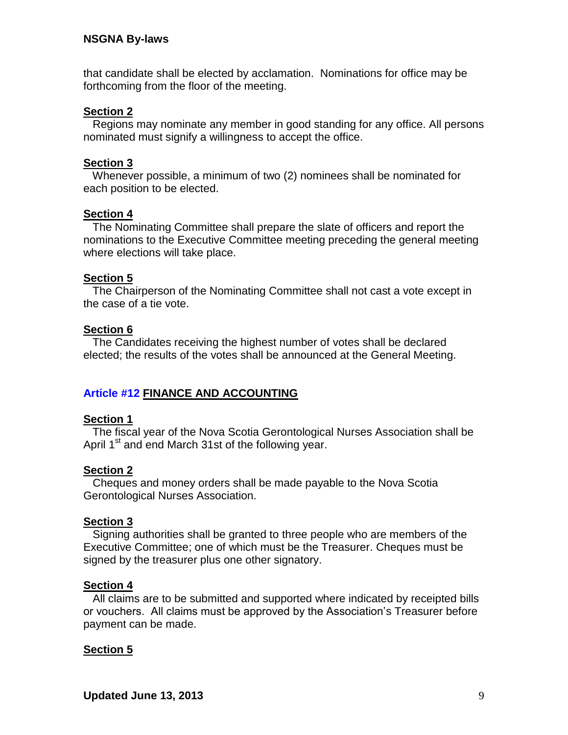that candidate shall be elected by acclamation. Nominations for office may be forthcoming from the floor of the meeting.

**Section 2**

Regions may nominate any member in good standing for any office. All persons nominated must signify a willingness to accept the office.

**Section 3**

Whenever possible, a minimum of two (2) nominees shall be nominated for each position to be elected.

**Section 4**

The Nominating Committee shall prepare the slate of officers and report the nominations to the Executive Committee meeting preceding the general meeting where elections will take place.

**Section 5**

The Chairperson of the Nominating Committee shall not cast a vote except in the case of a tie vote.

**Section 6**

The Candidates receiving the highest number of votes shall be declared elected; the results of the votes shall be announced at the General Meeting.

## Article #12 FINANCE AND ACCOUNTING

**Section 1**

The fiscal year of the Nova Scotia Gerontological Nurses Association shall be April 1st and end March 31st of the following year.

**Section 2**

Cheques and money orders shall be made payable to the Nova Scotia Gerontological Nurses Association.

**Section 3**

Signing authorities shall be granted to three people who are members of the Executive Committee; one of which must be the Treasurer. Cheques must be signed by the treasurer plus one other signatory.

**Section 4**

All claims are to be submitted and supported where indicated by receipted bills or vouchers. All claims must be approved by the Association's Treasurer before payment can be made.

**Section 5**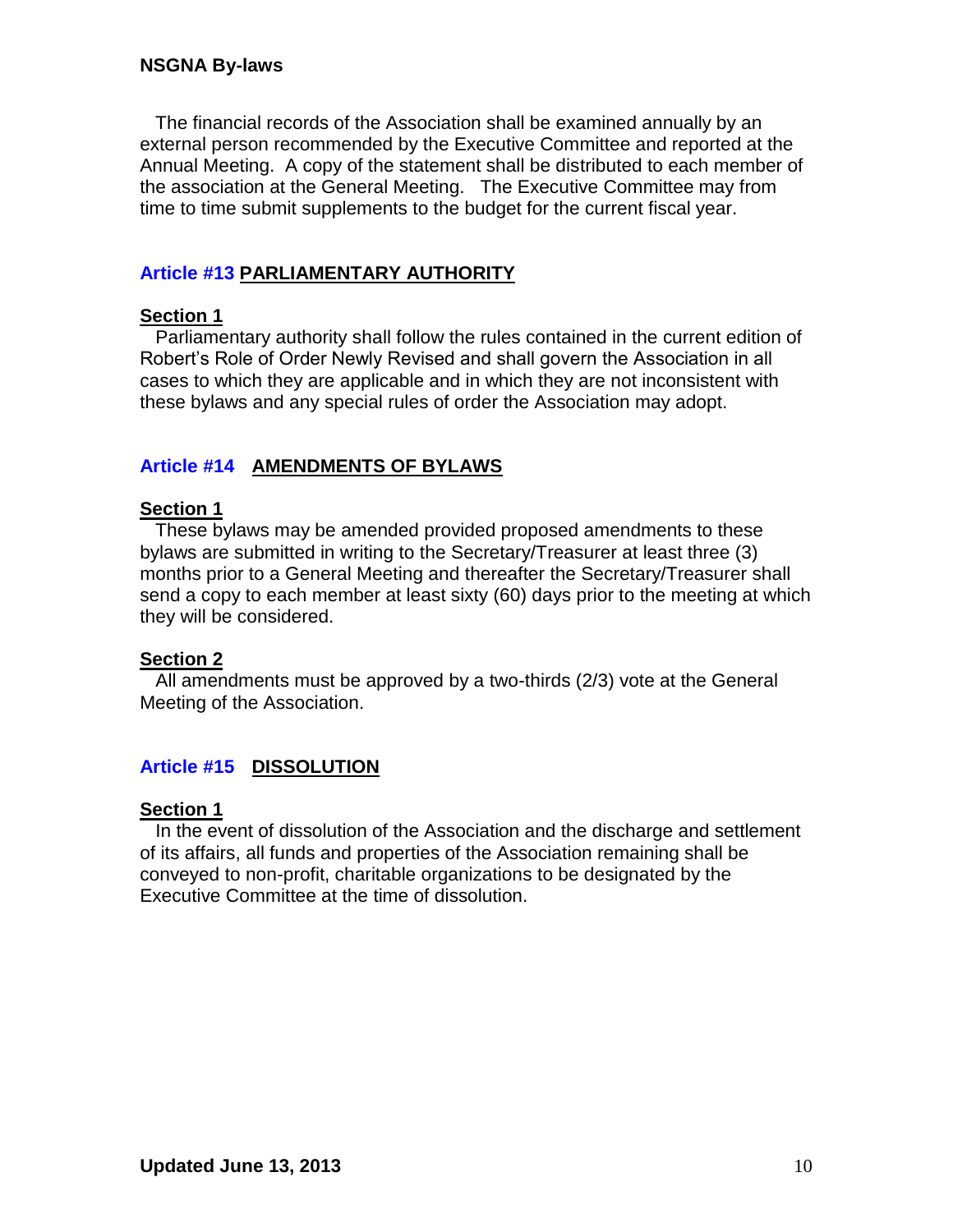The financial records of the Association shall be examined annually by an external person recommended by the Executive Committee and reported at the Annual Meeting. A copy of the statement shall be distributed to each member of the association at the General Meeting. The Executive Committee may from time to time submit supplements to the budget for the current fiscal year.

## Article #13 PARLIAMENTARY AUTHORITY

### Section 1

Parliamentary authority shall follow the rules contained in the current edition of Robert's Role of Order Newly Revised and shall govern the Association in all cases to which they are applicable and in which they are not inconsistent with these bylaws and any special rules of order the Association may adopt.

## Article #14 AMENDMENTS OF BYLAWS

### Section 1

These bylaws may be amended provided proposed amendments to these bylaws are submitted in writing to the Secretary/Treasurer at least three (3) months prior to a General Meeting and thereafter the Secretary/Treasurer shall send a copy to each member at least sixty (60) days prior to the meeting at which they will be considered.

### Section 2

All amendments must be approved by a two-thirds (2/3) vote at the General Meeting of the Association.

## Article #15 DISSOLUTION

### Section 1

In the event of dissolution of the Association and the discharge and settlement of its affairs, all funds and properties of the Association remaining shall be conveyed to non-profit, charitable organizations to be designated by the Executive Committee at the time of dissolution.